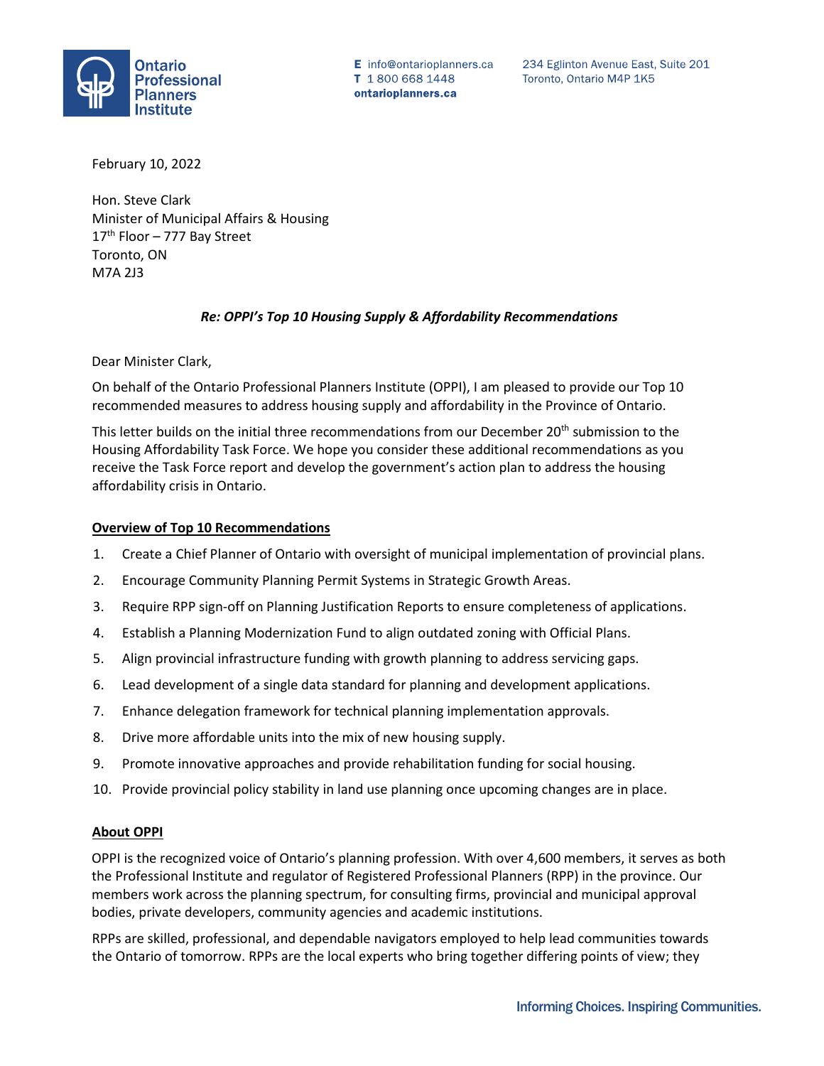**Ontario Professional Planners Institute**

**E** info@ontarioplanners.ca
**T** 1 800 668 1448
**ontarioplanners.ca**

234 Eglinton Avenue East, Suite 201
Toronto, Ontario M4P 1K5

February 10, 2022

Hon. Steve Clark
Minister of Municipal Affairs & Housing
17th Floor – 777 Bay Street
Toronto, ON
M7A 2J3

***Re: OPPI's Top 10 Housing Supply & Affordability Recommendations***

Dear Minister Clark,

On behalf of the Ontario Professional Planners Institute (OPPI), I am pleased to provide our Top 10 recommended measures to address housing supply and affordability in the Province of Ontario.

This letter builds on the initial three recommendations from our December 20th submission to the Housing Affordability Task Force. We hope you consider these additional recommendations as you receive the Task Force report and develop the government's action plan to address the housing affordability crisis in Ontario.

## Overview of Top 10 Recommendations

1. Create a Chief Planner of Ontario with oversight of municipal implementation of provincial plans.
2. Encourage Community Planning Permit Systems in Strategic Growth Areas.
3. Require RPP sign-off on Planning Justification Reports to ensure completeness of applications.
4. Establish a Planning Modernization Fund to align outdated zoning with Official Plans.
5. Align provincial infrastructure funding with growth planning to address servicing gaps.
6. Lead development of a single data standard for planning and development applications.
7. Enhance delegation framework for technical planning implementation approvals.
8. Drive more affordable units into the mix of new housing supply.
9. Promote innovative approaches and provide rehabilitation funding for social housing.
10. Provide provincial policy stability in land use planning once upcoming changes are in place.

## About OPPI

OPPI is the recognized voice of Ontario's planning profession. With over 4,600 members, it serves as both the Professional Institute and regulator of Registered Professional Planners (RPP) in the province. Our members work across the planning spectrum, for consulting firms, provincial and municipal approval bodies, private developers, community agencies and academic institutions.

RPPs are skilled, professional, and dependable navigators employed to help lead communities towards the Ontario of tomorrow. RPPs are the local experts who bring together differing points of view; they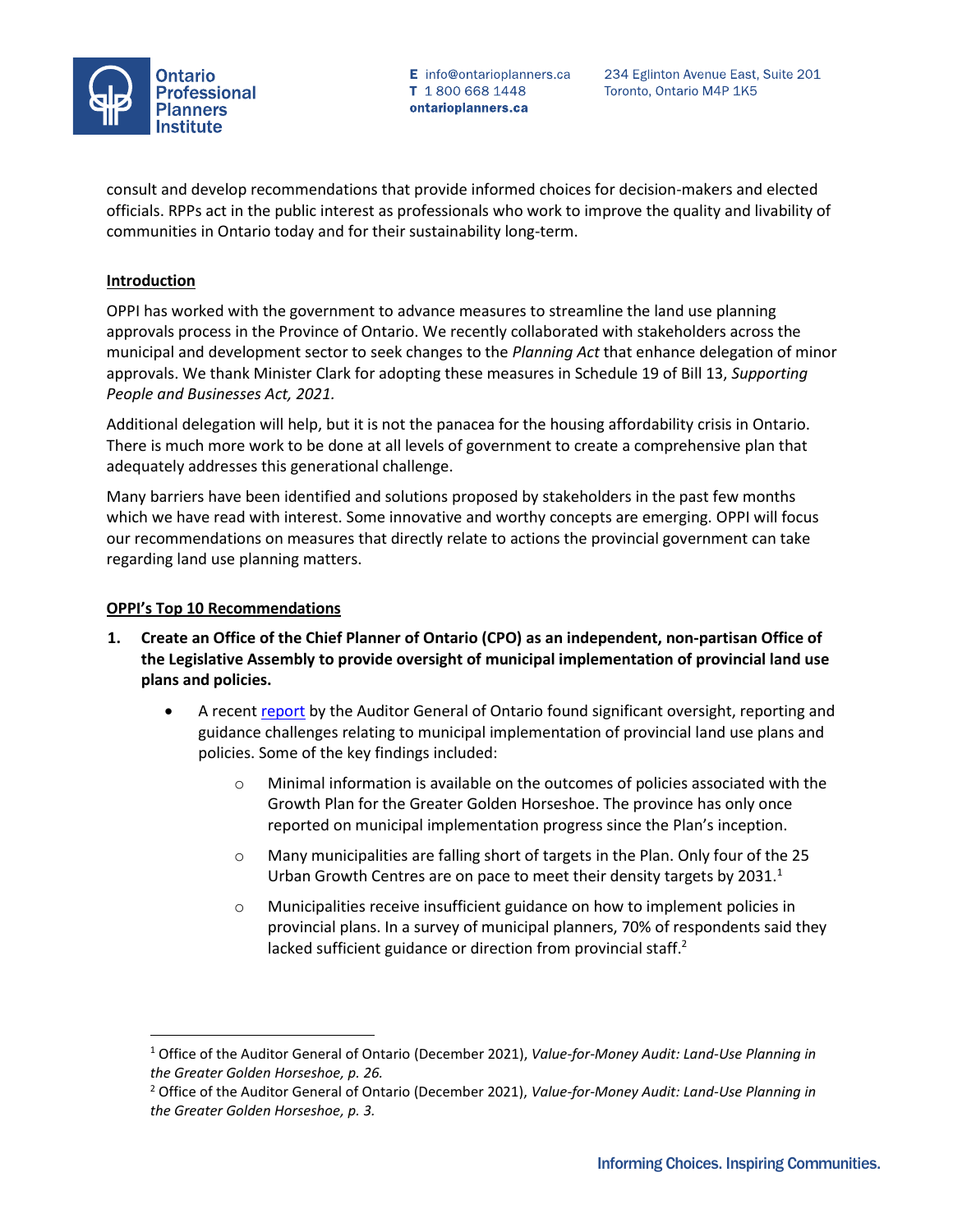consult and develop recommendations that provide informed choices for decision-makers and elected officials. RPPs act in the public interest as professionals who work to improve the quality and livability of communities in Ontario today and for their sustainability long-term.

## Introduction

OPPI has worked with the government to advance measures to streamline the land use planning approvals process in the Province of Ontario. We recently collaborated with stakeholders across the municipal and development sector to seek changes to the *Planning Act* that enhance delegation of minor approvals. We thank Minister Clark for adopting these measures in Schedule 19 of Bill 13, *Supporting People and Businesses Act, 2021.*

Additional delegation will help, but it is not the panacea for the housing affordability crisis in Ontario. There is much more work to be done at all levels of government to create a comprehensive plan that adequately addresses this generational challenge.

Many barriers have been identified and solutions proposed by stakeholders in the past few months which we have read with interest. Some innovative and worthy concepts are emerging. OPPI will focus our recommendations on measures that directly relate to actions the provincial government can take regarding land use planning matters.

## OPPI's Top 10 Recommendations

1. **Create an Office of the Chief Planner of Ontario (CPO) as an independent, non-partisan Office of the Legislative Assembly to provide oversight of municipal implementation of provincial land use plans and policies.**
   - A recent report by the Auditor General of Ontario found significant oversight, reporting and guidance challenges relating to municipal implementation of provincial land use plans and policies. Some of the key findings included:
     - Minimal information is available on the outcomes of policies associated with the Growth Plan for the Greater Golden Horseshoe. The province has only once reported on municipal implementation progress since the Plan's inception.
     - Many municipalities are falling short of targets in the Plan. Only four of the 25 Urban Growth Centres are on pace to meet their density targets by 2031.[1]
     - Municipalities receive insufficient guidance on how to implement policies in provincial plans. In a survey of municipal planners, 70% of respondents said they lacked sufficient guidance or direction from provincial staff.[2]

---

[1] Office of the Auditor General of Ontario (December 2021), *Value-for-Money Audit: Land-Use Planning in the Greater Golden Horseshoe, p. 26.*

[2] Office of the Auditor General of Ontario (December 2021), *Value-for-Money Audit: Land-Use Planning in the Greater Golden Horseshoe, p. 3.*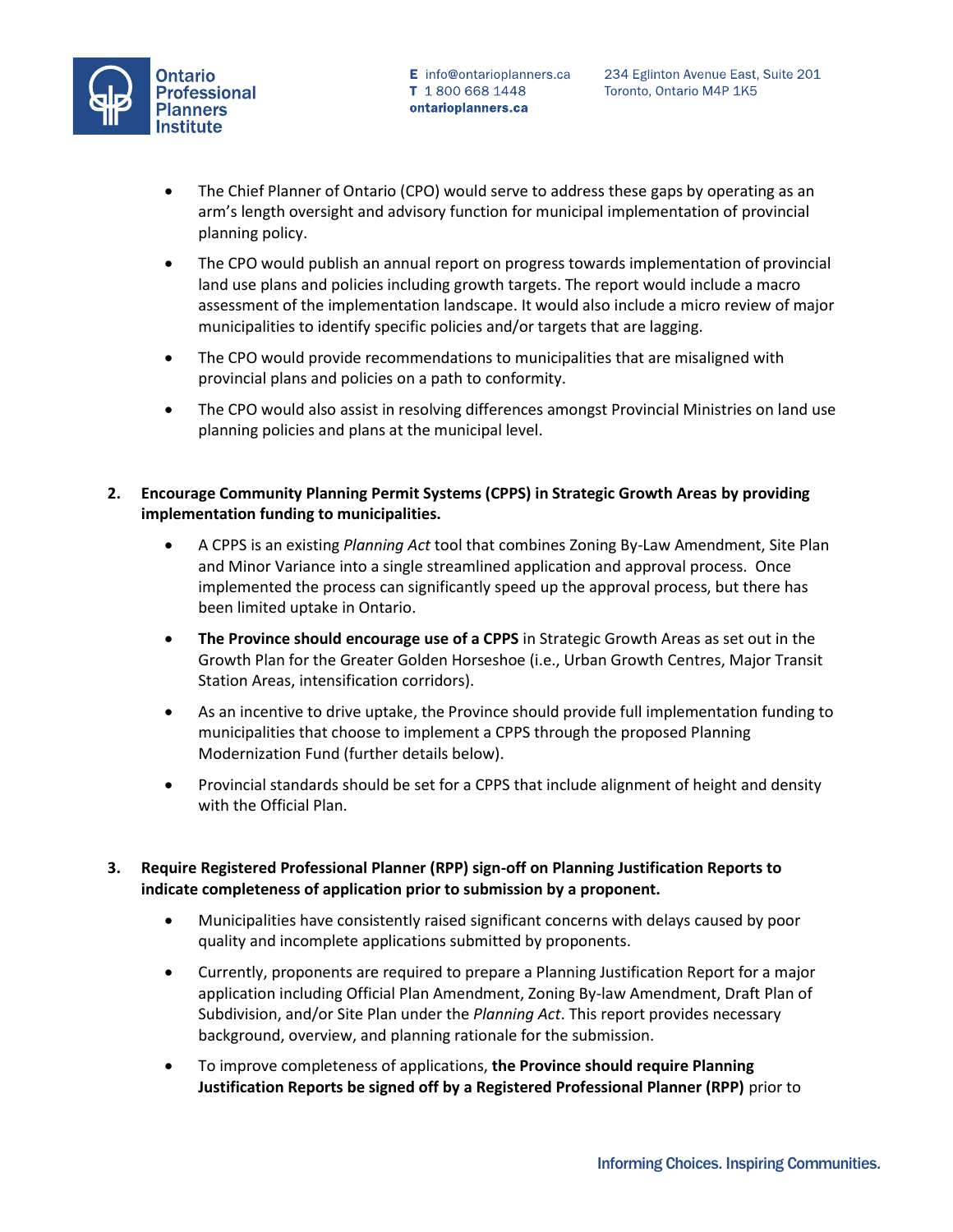- The Chief Planner of Ontario (CPO) would serve to address these gaps by operating as an arm's length oversight and advisory function for municipal implementation of provincial planning policy.
- The CPO would publish an annual report on progress towards implementation of provincial land use plans and policies including growth targets. The report would include a macro assessment of the implementation landscape. It would also include a micro review of major municipalities to identify specific policies and/or targets that are lagging.
- The CPO would provide recommendations to municipalities that are misaligned with provincial plans and policies on a path to conformity.
- The CPO would also assist in resolving differences amongst Provincial Ministries on land use planning policies and plans at the municipal level.

2. **Encourage Community Planning Permit Systems (CPPS) in Strategic Growth Areas by providing implementation funding to municipalities.**
   - A CPPS is an existing *Planning Act* tool that combines Zoning By-Law Amendment, Site Plan and Minor Variance into a single streamlined application and approval process. Once implemented the process can significantly speed up the approval process, but there has been limited uptake in Ontario.
   - **The Province should encourage use of a CPPS** in Strategic Growth Areas as set out in the Growth Plan for the Greater Golden Horseshoe (i.e., Urban Growth Centres, Major Transit Station Areas, intensification corridors).
   - As an incentive to drive uptake, the Province should provide full implementation funding to municipalities that choose to implement a CPPS through the proposed Planning Modernization Fund (further details below).
   - Provincial standards should be set for a CPPS that include alignment of height and density with the Official Plan.

3. **Require Registered Professional Planner (RPP) sign-off on Planning Justification Reports to indicate completeness of application prior to submission by a proponent.**
   - Municipalities have consistently raised significant concerns with delays caused by poor quality and incomplete applications submitted by proponents.
   - Currently, proponents are required to prepare a Planning Justification Report for a major application including Official Plan Amendment, Zoning By-law Amendment, Draft Plan of Subdivision, and/or Site Plan under the *Planning Act*. This report provides necessary background, overview, and planning rationale for the submission.
   - To improve completeness of applications, **the Province should require Planning Justification Reports be signed off by a Registered Professional Planner (RPP)** prior to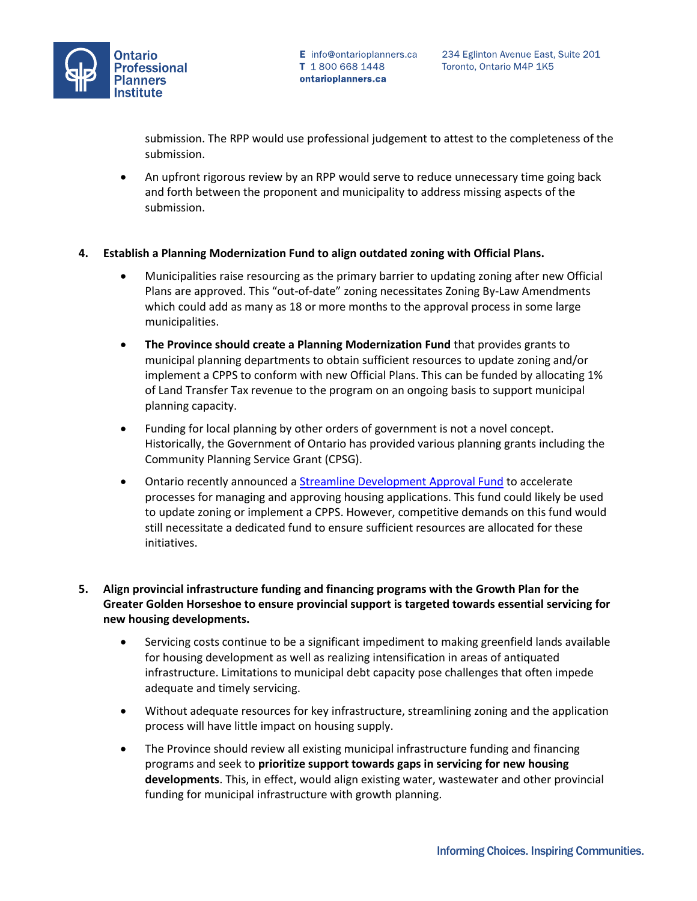submission. The RPP would use professional judgement to attest to the completeness of the submission.

- An upfront rigorous review by an RPP would serve to reduce unnecessary time going back and forth between the proponent and municipality to address missing aspects of the submission.

4. **Establish a Planning Modernization Fund to align outdated zoning with Official Plans.**

    - Municipalities raise resourcing as the primary barrier to updating zoning after new Official Plans are approved. This "out-of-date" zoning necessitates Zoning By-Law Amendments which could add as many as 18 or more months to the approval process in some large municipalities.
    - **The Province should create a Planning Modernization Fund** that provides grants to municipal planning departments to obtain sufficient resources to update zoning and/or implement a CPPS to conform with new Official Plans. This can be funded by allocating 1% of Land Transfer Tax revenue to the program on an ongoing basis to support municipal planning capacity.
    - Funding for local planning by other orders of government is not a novel concept. Historically, the Government of Ontario has provided various planning grants including the Community Planning Service Grant (CPSG).
    - Ontario recently announced a Streamline Development Approval Fund to accelerate processes for managing and approving housing applications. This fund could likely be used to update zoning or implement a CPPS. However, competitive demands on this fund would still necessitate a dedicated fund to ensure sufficient resources are allocated for these initiatives.

5. **Align provincial infrastructure funding and financing programs with the Growth Plan for the Greater Golden Horseshoe to ensure provincial support is targeted towards essential servicing for new housing developments.**

    - Servicing costs continue to be a significant impediment to making greenfield lands available for housing development as well as realizing intensification in areas of antiquated infrastructure. Limitations to municipal debt capacity pose challenges that often impede adequate and timely servicing.
    - Without adequate resources for key infrastructure, streamlining zoning and the application process will have little impact on housing supply.
    - The Province should review all existing municipal infrastructure funding and financing programs and seek to **prioritize support towards gaps in servicing for new housing developments**. This, in effect, would align existing water, wastewater and other provincial funding for municipal infrastructure with growth planning.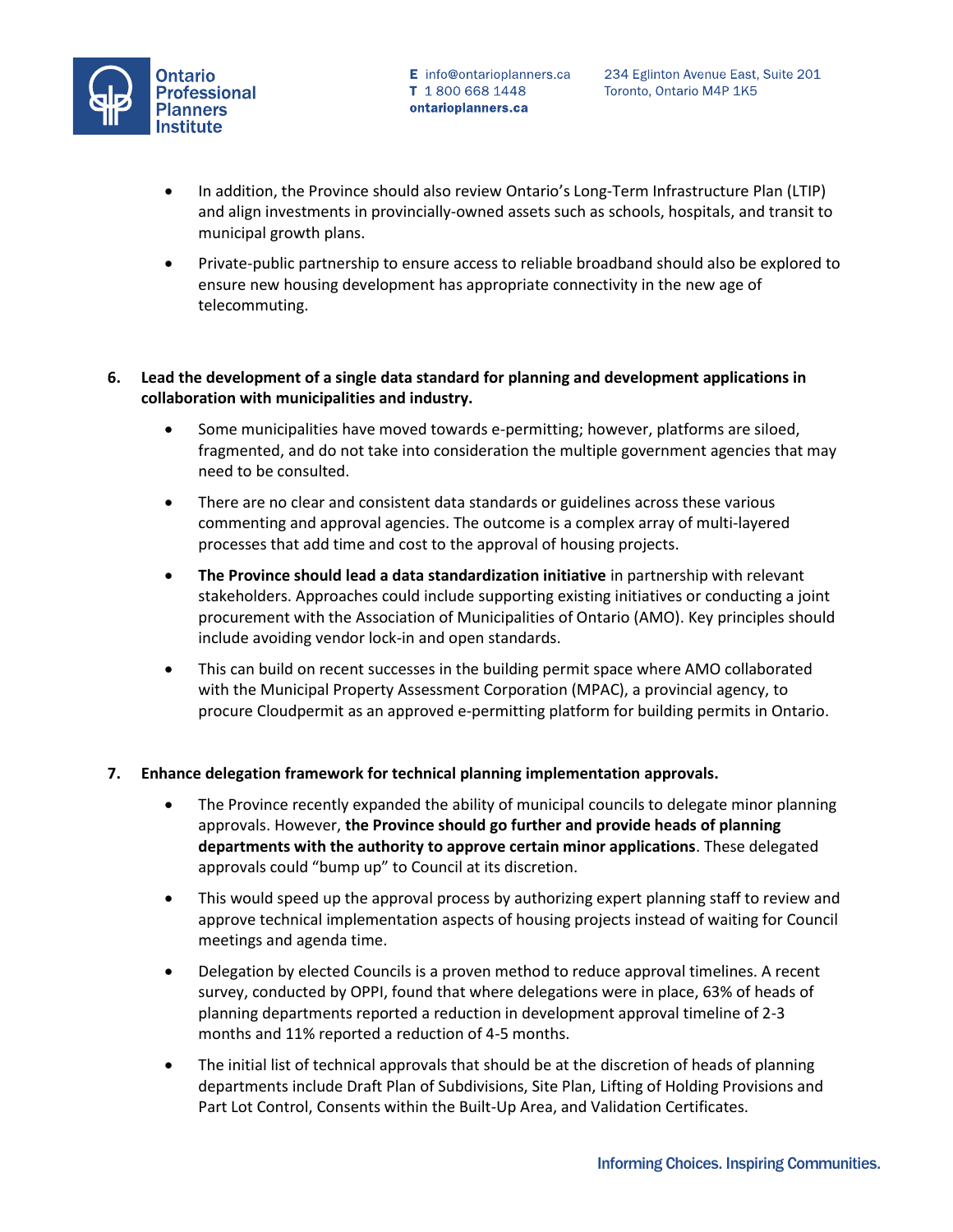- In addition, the Province should also review Ontario's Long-Term Infrastructure Plan (LTIP) and align investments in provincially-owned assets such as schools, hospitals, and transit to municipal growth plans.
- Private-public partnership to ensure access to reliable broadband should also be explored to ensure new housing development has appropriate connectivity in the new age of telecommuting.

6. **Lead the development of a single data standard for planning and development applications in collaboration with municipalities and industry.**
   - Some municipalities have moved towards e-permitting; however, platforms are siloed, fragmented, and do not take into consideration the multiple government agencies that may need to be consulted.
   - There are no clear and consistent data standards or guidelines across these various commenting and approval agencies. The outcome is a complex array of multi-layered processes that add time and cost to the approval of housing projects.
   - **The Province should lead a data standardization initiative** in partnership with relevant stakeholders. Approaches could include supporting existing initiatives or conducting a joint procurement with the Association of Municipalities of Ontario (AMO). Key principles should include avoiding vendor lock-in and open standards.
   - This can build on recent successes in the building permit space where AMO collaborated with the Municipal Property Assessment Corporation (MPAC), a provincial agency, to procure Cloudpermit as an approved e-permitting platform for building permits in Ontario.

7. **Enhance delegation framework for technical planning implementation approvals.**
   - The Province recently expanded the ability of municipal councils to delegate minor planning approvals. However, **the Province should go further and provide heads of planning departments with the authority to approve certain minor applications**. These delegated approvals could "bump up" to Council at its discretion.
   - This would speed up the approval process by authorizing expert planning staff to review and approve technical implementation aspects of housing projects instead of waiting for Council meetings and agenda time.
   - Delegation by elected Councils is a proven method to reduce approval timelines. A recent survey, conducted by OPPI, found that where delegations were in place, 63% of heads of planning departments reported a reduction in development approval timeline of 2-3 months and 11% reported a reduction of 4-5 months.
   - The initial list of technical approvals that should be at the discretion of heads of planning departments include Draft Plan of Subdivisions, Site Plan, Lifting of Holding Provisions and Part Lot Control, Consents within the Built-Up Area, and Validation Certificates.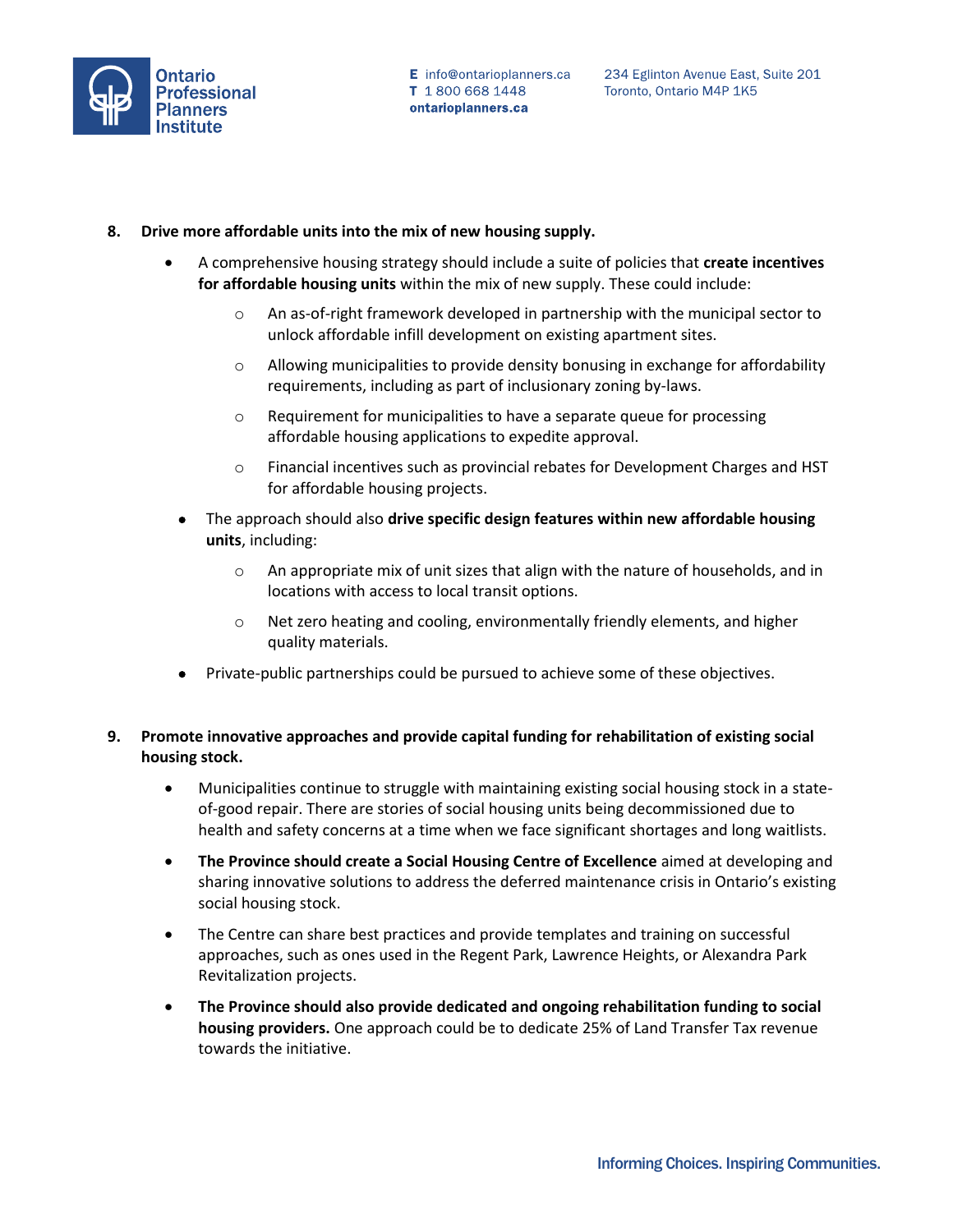8. **Drive more affordable units into the mix of new housing supply.**
    - A comprehensive housing strategy should include a suite of policies that **create incentives for affordable housing units** within the mix of new supply. These could include:
        - An as-of-right framework developed in partnership with the municipal sector to unlock affordable infill development on existing apartment sites.
        - Allowing municipalities to provide density bonusing in exchange for affordability requirements, including as part of inclusionary zoning by-laws.
        - Requirement for municipalities to have a separate queue for processing affordable housing applications to expedite approval.
        - Financial incentives such as provincial rebates for Development Charges and HST for affordable housing projects.
    - The approach should also **drive specific design features within new affordable housing units**, including:
        - An appropriate mix of unit sizes that align with the nature of households, and in locations with access to local transit options.
        - Net zero heating and cooling, environmentally friendly elements, and higher quality materials.
    - Private-public partnerships could be pursued to achieve some of these objectives.

9. **Promote innovative approaches and provide capital funding for rehabilitation of existing social housing stock.**
    - Municipalities continue to struggle with maintaining existing social housing stock in a state-of-good repair. There are stories of social housing units being decommissioned due to health and safety concerns at a time when we face significant shortages and long waitlists.
    - **The Province should create a Social Housing Centre of Excellence** aimed at developing and sharing innovative solutions to address the deferred maintenance crisis in Ontario's existing social housing stock.
    - The Centre can share best practices and provide templates and training on successful approaches, such as ones used in the Regent Park, Lawrence Heights, or Alexandra Park Revitalization projects.
    - **The Province should also provide dedicated and ongoing rehabilitation funding to social housing providers.** One approach could be to dedicate 25% of Land Transfer Tax revenue towards the initiative.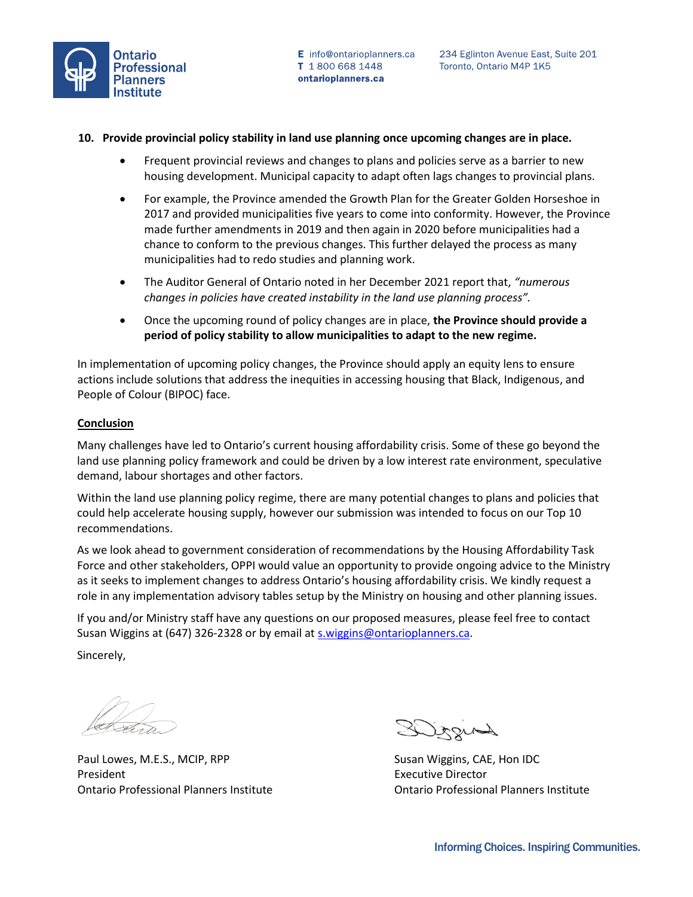**10. Provide provincial policy stability in land use planning once upcoming changes are in place.**

- Frequent provincial reviews and changes to plans and policies serve as a barrier to new housing development. Municipal capacity to adapt often lags changes to provincial plans.
- For example, the Province amended the Growth Plan for the Greater Golden Horseshoe in 2017 and provided municipalities five years to come into conformity. However, the Province made further amendments in 2019 and then again in 2020 before municipalities had a chance to conform to the previous changes. This further delayed the process as many municipalities had to redo studies and planning work.
- The Auditor General of Ontario noted in her December 2021 report that, *"numerous changes in policies have created instability in the land use planning process".*
- Once the upcoming round of policy changes are in place, **the Province should provide a period of policy stability to allow municipalities to adapt to the new regime.**

In implementation of upcoming policy changes, the Province should apply an equity lens to ensure actions include solutions that address the inequities in accessing housing that Black, Indigenous, and People of Colour (BIPOC) face.

**<u>Conclusion</u>**

Many challenges have led to Ontario's current housing affordability crisis. Some of these go beyond the land use planning policy framework and could be driven by a low interest rate environment, speculative demand, labour shortages and other factors.

Within the land use planning policy regime, there are many potential changes to plans and policies that could help accelerate housing supply, however our submission was intended to focus on our Top 10 recommendations.

As we look ahead to government consideration of recommendations by the Housing Affordability Task Force and other stakeholders, OPPI would value an opportunity to provide ongoing advice to the Ministry as it seeks to implement changes to address Ontario's housing affordability crisis. We kindly request a role in any implementation advisory tables setup by the Ministry on housing and other planning issues.

If you and/or Ministry staff have any questions on our proposed measures, please feel free to contact Susan Wiggins at (647) 326-2328 or by email at s.wiggins@ontarioplanners.ca.

Sincerely,

Paul Lowes, M.E.S., MCIP, RPP
President
Ontario Professional Planners Institute

Susan Wiggins, CAE, Hon IDC
Executive Director
Ontario Professional Planners Institute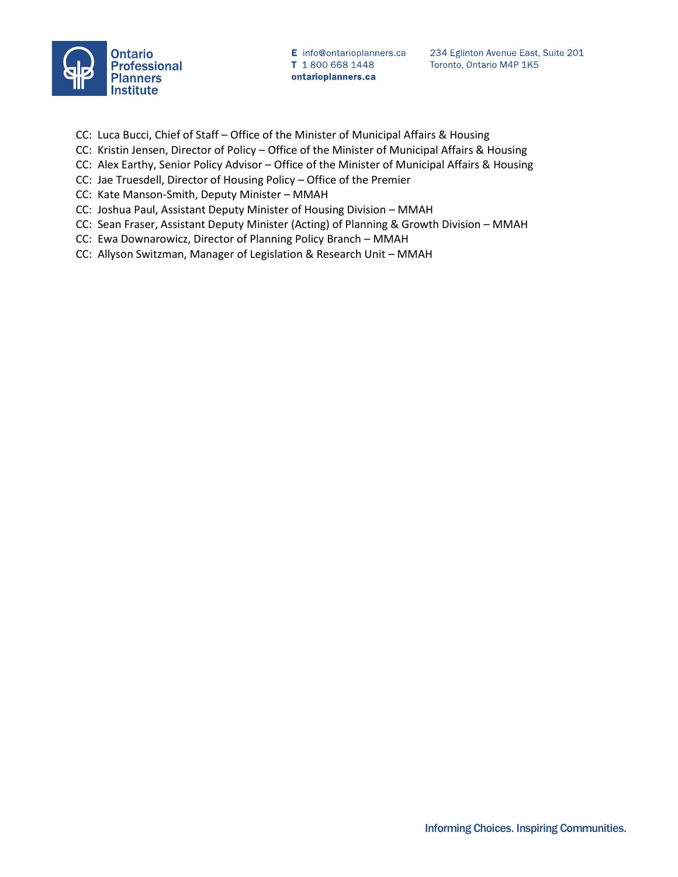CC: Luca Bucci, Chief of Staff – Office of the Minister of Municipal Affairs & Housing
CC: Kristin Jensen, Director of Policy – Office of the Minister of Municipal Affairs & Housing
CC: Alex Earthy, Senior Policy Advisor – Office of the Minister of Municipal Affairs & Housing
CC: Jae Truesdell, Director of Housing Policy – Office of the Premier
CC: Kate Manson-Smith, Deputy Minister – MMAH
CC: Joshua Paul, Assistant Deputy Minister of Housing Division – MMAH
CC: Sean Fraser, Assistant Deputy Minister (Acting) of Planning & Growth Division – MMAH
CC: Ewa Downarowicz, Director of Planning Policy Branch – MMAH
CC: Allyson Switzman, Manager of Legislation & Research Unit – MMAH